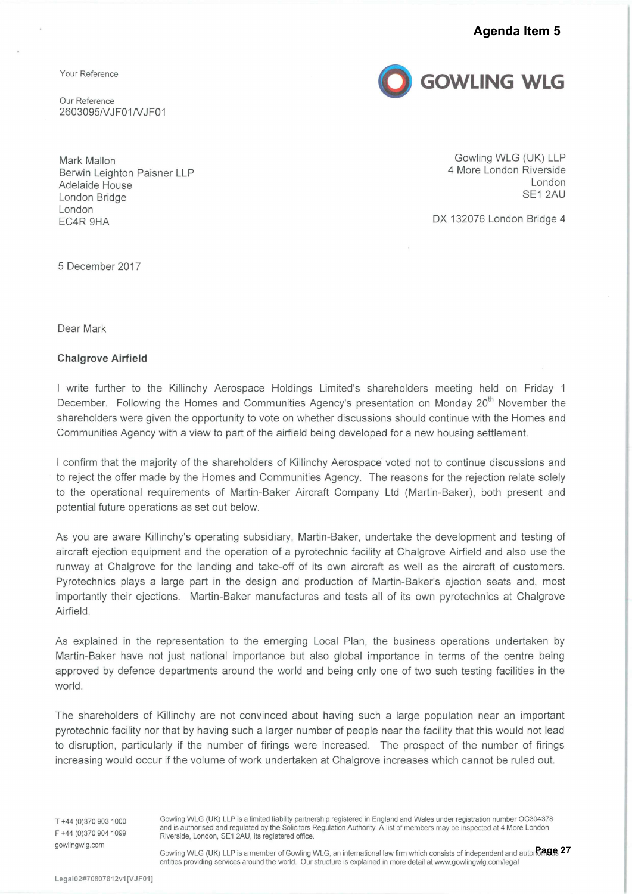Agenda Item 5

Your Reference

Our Reference
2603095/VJF01/VJF01

**GOWLING WLG**

Mark Mallon
Berwin Leighton Paisner LLP
Adelaide House
London Bridge
London
EC4R 9HA

Gowling WLG (UK) LLP
4 More London Riverside
London
SE1 2AU

DX 132076 London Bridge 4

5 December 2017

Dear Mark

**Chalgrove Airfield**

I write further to the Killinchy Aerospace Holdings Limited's shareholders meeting held on Friday 1 December. Following the Homes and Communities Agency's presentation on Monday 20th November the shareholders were given the opportunity to vote on whether discussions should continue with the Homes and Communities Agency with a view to part of the airfield being developed for a new housing settlement.

I confirm that the majority of the shareholders of Killinchy Aerospace voted not to continue discussions and to reject the offer made by the Homes and Communities Agency. The reasons for the rejection relate solely to the operational requirements of Martin-Baker Aircraft Company Ltd (Martin-Baker), both present and potential future operations as set out below.

As you are aware Killinchy's operating subsidiary, Martin-Baker, undertake the development and testing of aircraft ejection equipment and the operation of a pyrotechnic facility at Chalgrove Airfield and also use the runway at Chalgrove for the landing and take-off of its own aircraft as well as the aircraft of customers. Pyrotechnics plays a large part in the design and production of Martin-Baker's ejection seats and, most importantly their ejections. Martin-Baker manufactures and tests all of its own pyrotechnics at Chalgrove Airfield.

As explained in the representation to the emerging Local Plan, the business operations undertaken by Martin-Baker have not just national importance but also global importance in terms of the centre being approved by defence departments around the world and being only one of two such testing facilities in the world.

The shareholders of Killinchy are not convinced about having such a large population near an important pyrotechnic facility nor that by having such a larger number of people near the facility that this would not lead to disruption, particularly if the number of firings were increased. The prospect of the number of firings increasing would occur if the volume of work undertaken at Chalgrove increases which cannot be ruled out.

T +44 (0)370 903 1000
F +44 (0)370 904 1099
gowlingwlg.com

Gowling WLG (UK) LLP is a limited liability partnership registered in England and Wales under registration number OC304378 and is authorised and regulated by the Solicitors Regulation Authority. A list of members may be inspected at 4 More London Riverside, London, SE1 2AU, its registered office.

Gowling WLG (UK) LLP is a member of Gowling WLG, an international law firm which consists of independent and autonomous entities providing services around the world. Our structure is explained in more detail at www.gowlingwlg.com/legal

Legal02#70807812v1[VJF01]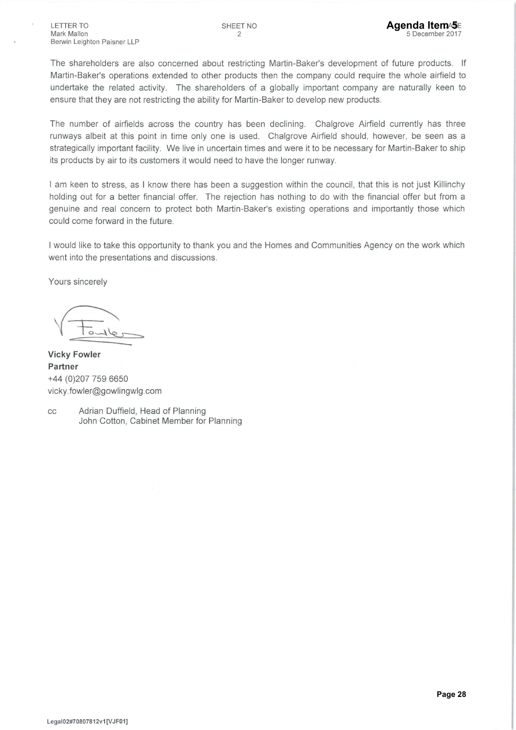The shareholders are also concerned about restricting Martin-Baker's development of future products. If Martin-Baker's operations extended to other products then the company could require the whole airfield to undertake the related activity. The shareholders of a globally important company are naturally keen to ensure that they are not restricting the ability for Martin-Baker to develop new products.

The number of airfields across the country has been declining. Chalgrove Airfield currently has three runways albeit at this point in time only one is used. Chalgrove Airfield should, however, be seen as a strategically important facility. We live in uncertain times and were it to be necessary for Martin-Baker to ship its products by air to its customers it would need to have the longer runway.

I am keen to stress, as I know there has been a suggestion within the council, that this is not just Killinchy holding out for a better financial offer. The rejection has nothing to do with the financial offer but from a genuine and real concern to protect both Martin-Baker's existing operations and importantly those which could come forward in the future.

I would like to take this opportunity to thank you and the Homes and Communities Agency on the work which went into the presentations and discussions.

Yours sincerely

**Vicky Fowler**
**Partner**
+44 (0)207 759 6650
vicky.fowler@gowlingwlg.com

cc Adrian Duffield, Head of Planning
John Cotton, Cabinet Member for Planning

Legal02#70807812v1[VJF01]